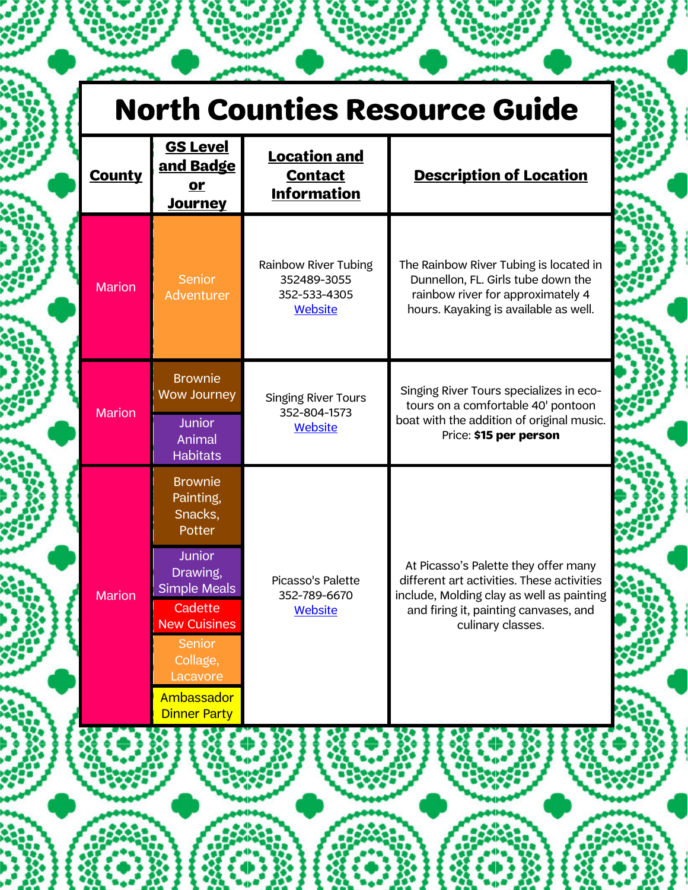# North Counties Resource Guide

| County | GS Level and Badge or Journey | Location and Contact Information | Description of Location |
|---|---|---|---|
| Marion | Senior Adventurer | Rainbow River Tubing<br>352489-3055<br>352-533-4305<br>Website | The Rainbow River Tubing is located in Dunnellon, FL. Girls tube down the rainbow river for approximately 4 hours. Kayaking is available as well. |
| Marion | Brownie Wow Journey<br>Junior Animal Habitats | Singing River Tours<br>352-804-1573<br>Website | Singing River Tours specializes in eco-tours on a comfortable 40' pontoon boat with the addition of original music. Price: **$15 per person** |
| Marion | Brownie Painting, Snacks, Potter<br>Junior Drawing, Simple Meals<br>Cadette New Cuisines<br>Senior Collage, Lacavore<br>Ambassador Dinner Party | Picasso's Palette<br>352-789-6670<br>Website | At Picasso's Palette they offer many different art activities. These activities include, Molding clay as well as painting and firing it, painting canvases, and culinary classes. |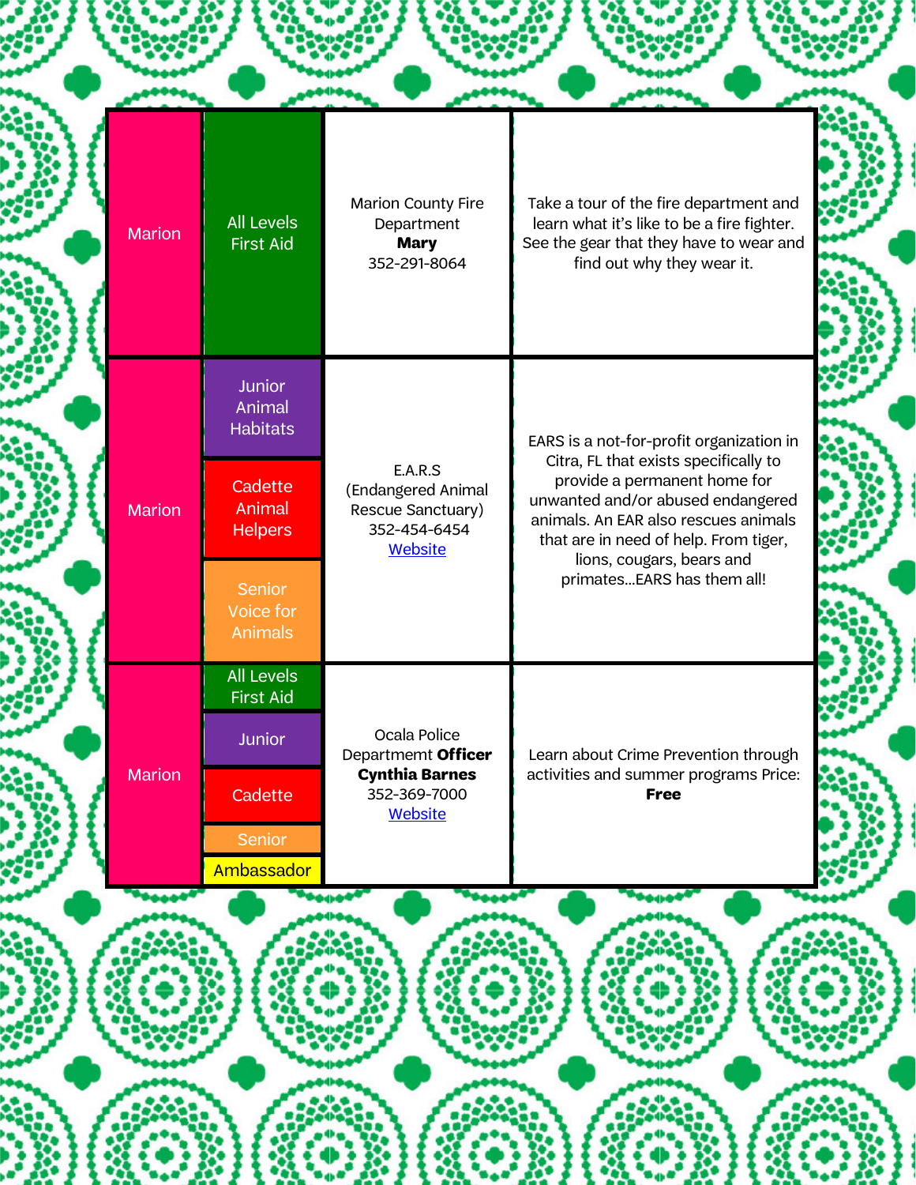| | | | |
|---|---|---|---|
| Marion | All Levels First Aid | Marion County Fire Department **Mary** 352-291-8064 | Take a tour of the fire department and learn what it's like to be a fire fighter. See the gear that they have to wear and find out why they wear it. |
| Marion | Junior Animal Habitats<br>Cadette Animal Helpers<br>Senior Voice for Animals | E.A.R.S (Endangered Animal Rescue Sanctuary) 352-454-6454 [Website] | EARS is a not-for-profit organization in Citra, FL that exists specifically to provide a permanent home for unwanted and/or abused endangered animals. An EAR also rescues animals that are in need of help. From tiger, lions, cougars, bears and primates...EARS has them all! |
| Marion | All Levels First Aid<br>Junior<br>Cadette<br>Senior<br>Ambassador | Ocala Police Departmemt **Officer Cynthia Barnes** 352-369-7000 [Website] | Learn about Crime Prevention through activities and summer programs Price: **Free** |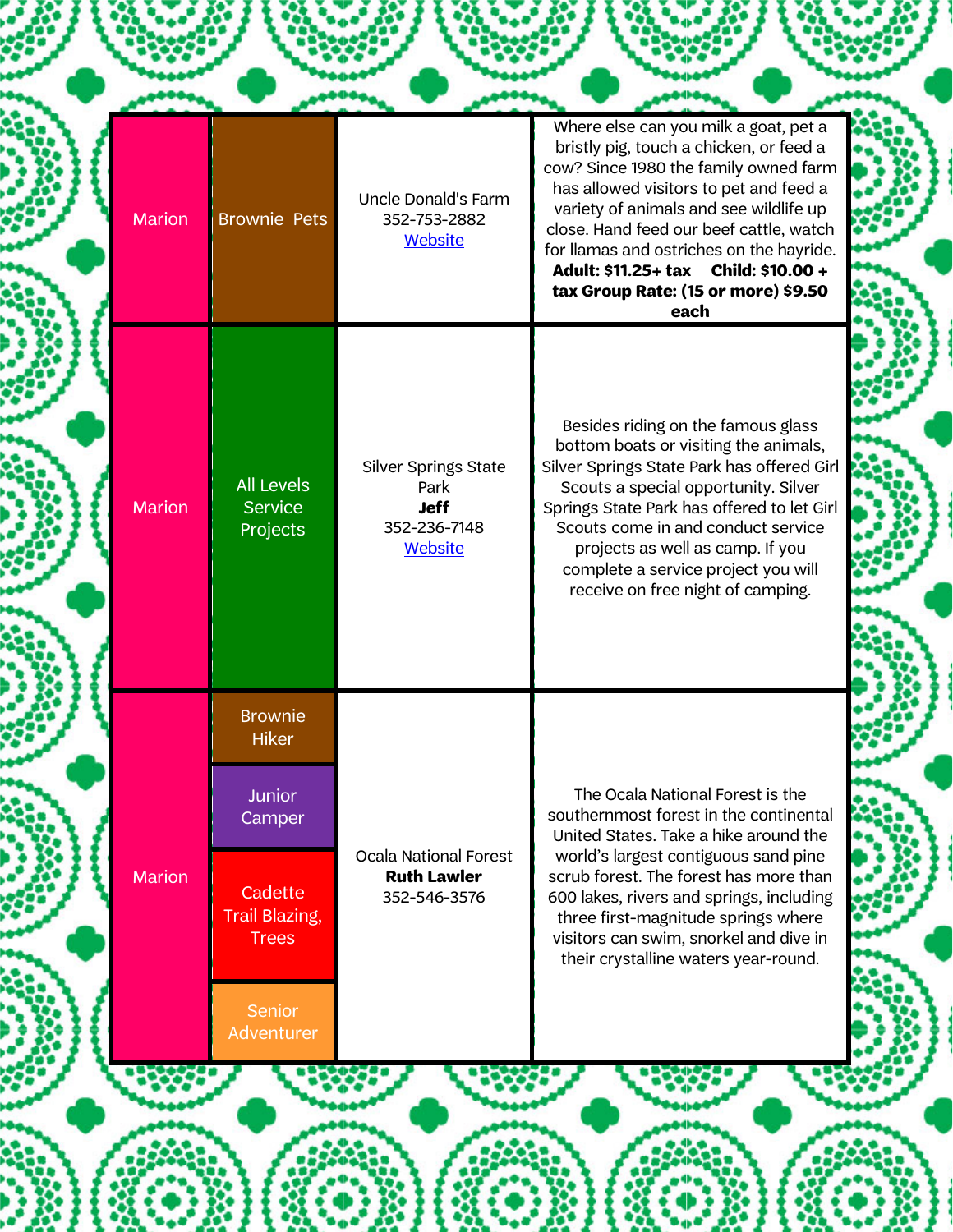| | | | |
|---|---|---|---|
| Marion | Brownie Pets | Uncle Donald's Farm<br>352-753-2882<br>[Website](#) | Where else can you milk a goat, pet a bristly pig, touch a chicken, or feed a cow? Since 1980 the family owned farm has allowed visitors to pet and feed a variety of animals and see wildlife up close. Hand feed our beef cattle, watch for llamas and ostriches on the hayride. **Adult: $11.25+ tax Child: $10.00 + tax Group Rate: (15 or more) $9.50 each** |
| Marion | All Levels Service Projects | Silver Springs State Park<br>**Jeff**<br>352-236-7148<br>[Website](#) | Besides riding on the famous glass bottom boats or visiting the animals, Silver Springs State Park has offered Girl Scouts a special opportunity. Silver Springs State Park has offered to let Girl Scouts come in and conduct service projects as well as camp. If you complete a service project you will receive on free night of camping. |
| Marion | Brownie Hiker<br>Junior Camper<br>Cadette Trail Blazing, Trees<br>Senior Adventurer | Ocala National Forest<br>**Ruth Lawler**<br>352-546-3576 | The Ocala National Forest is the southernmost forest in the continental United States. Take a hike around the world's largest contiguous sand pine scrub forest. The forest has more than 600 lakes, rivers and springs, including three first-magnitude springs where visitors can swim, snorkel and dive in their crystalline waters year-round. |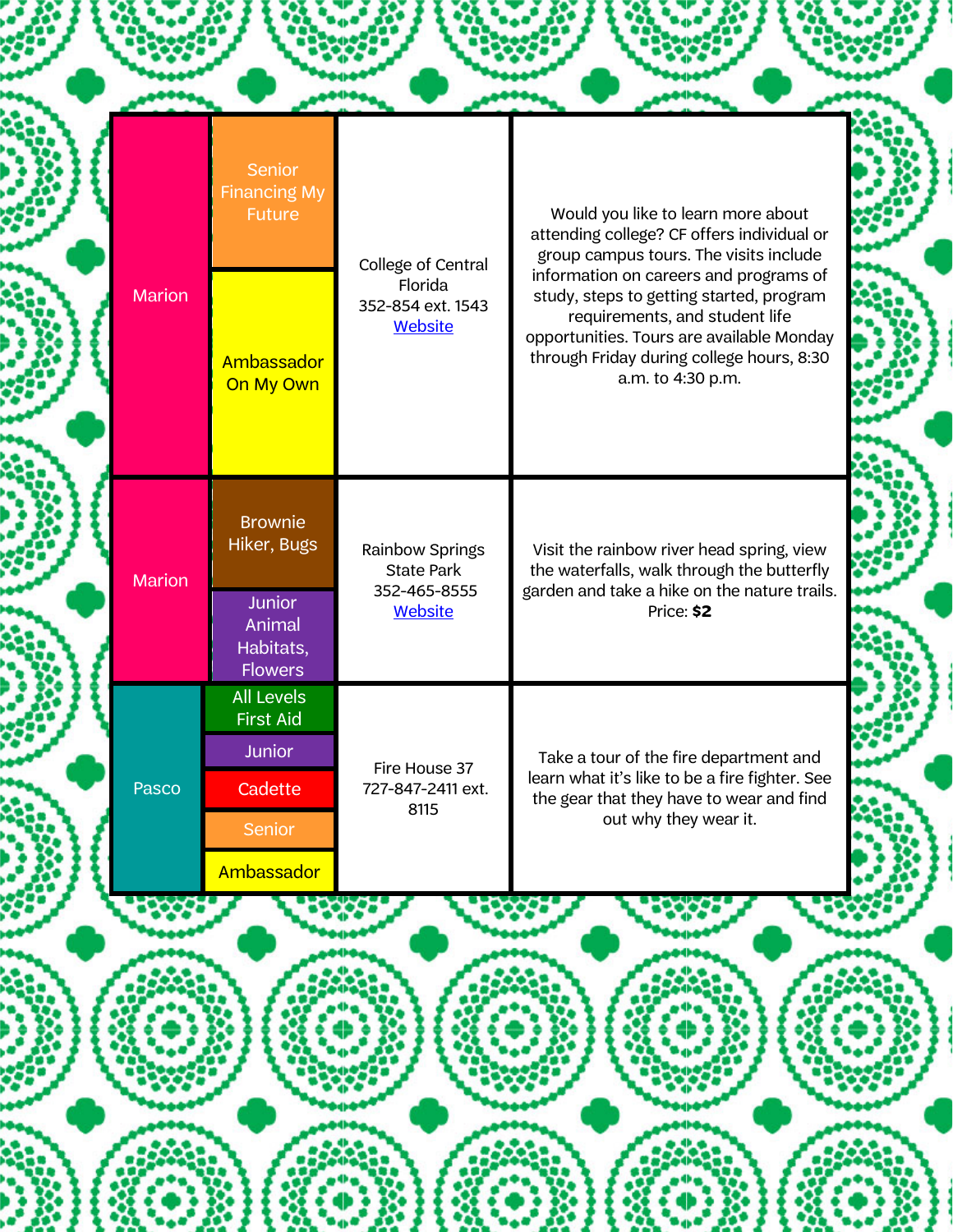| | | | |
|---|---|---|---|
| Marion | Senior Financing My Future<br>Ambassador On My Own | College of Central Florida<br>352-854 ext. 1543<br>Website | Would you like to learn more about attending college? CF offers individual or group campus tours. The visits include information on careers and programs of study, steps to getting started, program requirements, and student life opportunities. Tours are available Monday through Friday during college hours, 8:30 a.m. to 4:30 p.m. |
| Marion | Brownie Hiker, Bugs<br>Junior Animal Habitats, Flowers | Rainbow Springs State Park<br>352-465-8555<br>Website | Visit the rainbow river head spring, view the waterfalls, walk through the butterfly garden and take a hike on the nature trails. Price: **$2** |
| Pasco | All Levels First Aid<br>Junior<br>Cadette<br>Senior<br>Ambassador | Fire House 37<br>727-847-2411 ext. 8115 | Take a tour of the fire department and learn what it's like to be a fire fighter. See the gear that they have to wear and find out why they wear it. |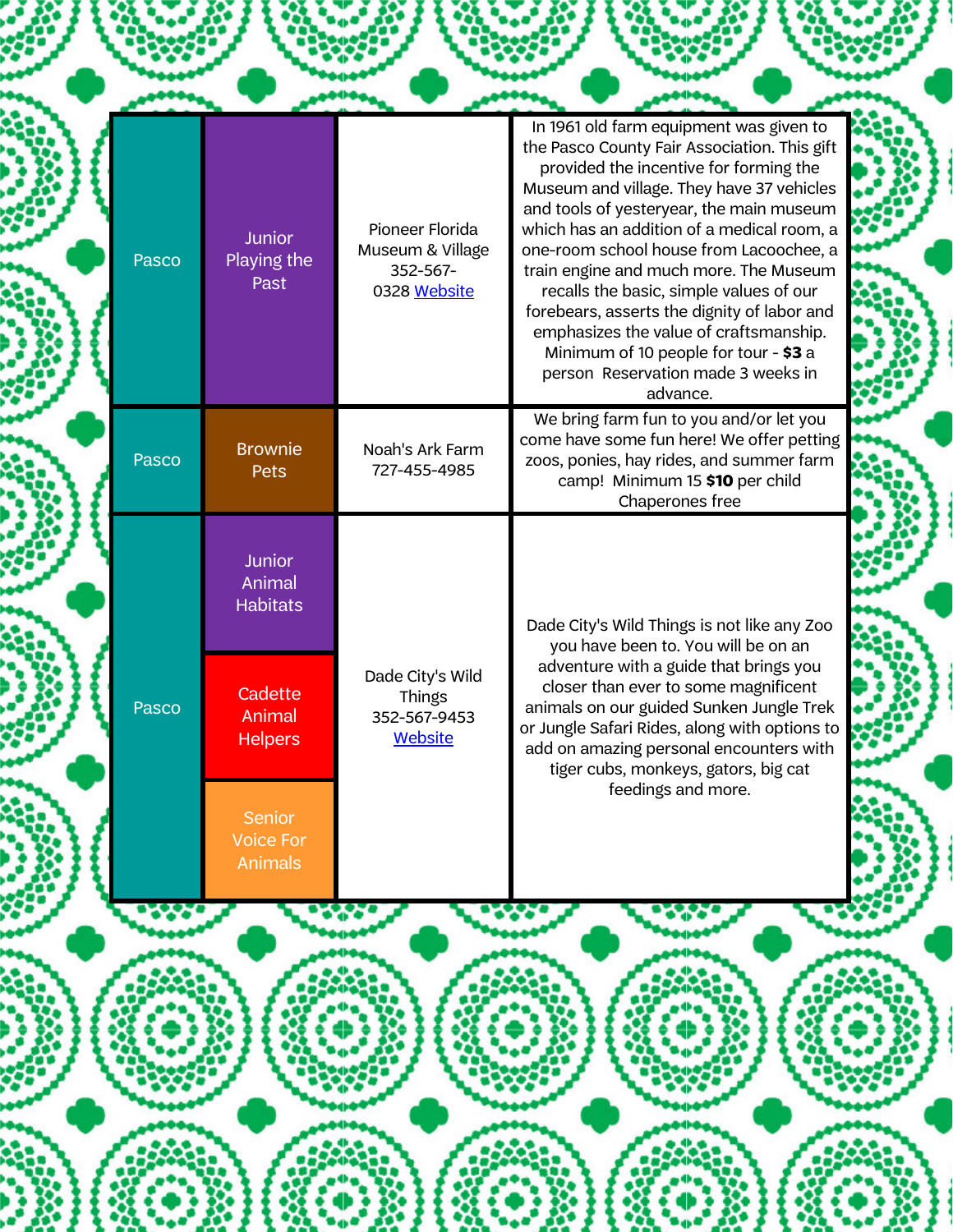| County | Badge | Location | Description |
| --- | --- | --- | --- |
| Pasco | Junior Playing the Past | Pioneer Florida Museum & Village 352-567-0328 Website | In 1961 old farm equipment was given to the Pasco County Fair Association. This gift provided the incentive for forming the Museum and village. They have 37 vehicles and tools of yesteryear, the main museum which has an addition of a medical room, a one-room school house from Lacoochee, a train engine and much more. The Museum recalls the basic, simple values of our forebears, asserts the dignity of labor and emphasizes the value of craftsmanship. Minimum of 10 people for tour - **$3** a person Reservation made 3 weeks in advance. |
| Pasco | Brownie Pets | Noah's Ark Farm 727-455-4985 | We bring farm fun to you and/or let you come have some fun here! We offer petting zoos, ponies, hay rides, and summer farm camp! Minimum 15 **$10** per child Chaperones free |
| Pasco | Junior Animal Habitats<br>Cadette Animal Helpers<br>Senior Voice For Animals | Dade City's Wild Things 352-567-9453 Website | Dade City's Wild Things is not like any Zoo you have been to. You will be on an adventure with a guide that brings you closer than ever to some magnificent animals on our guided Sunken Jungle Trek or Jungle Safari Rides, along with options to add on amazing personal encounters with tiger cubs, monkeys, gators, big cat feedings and more. |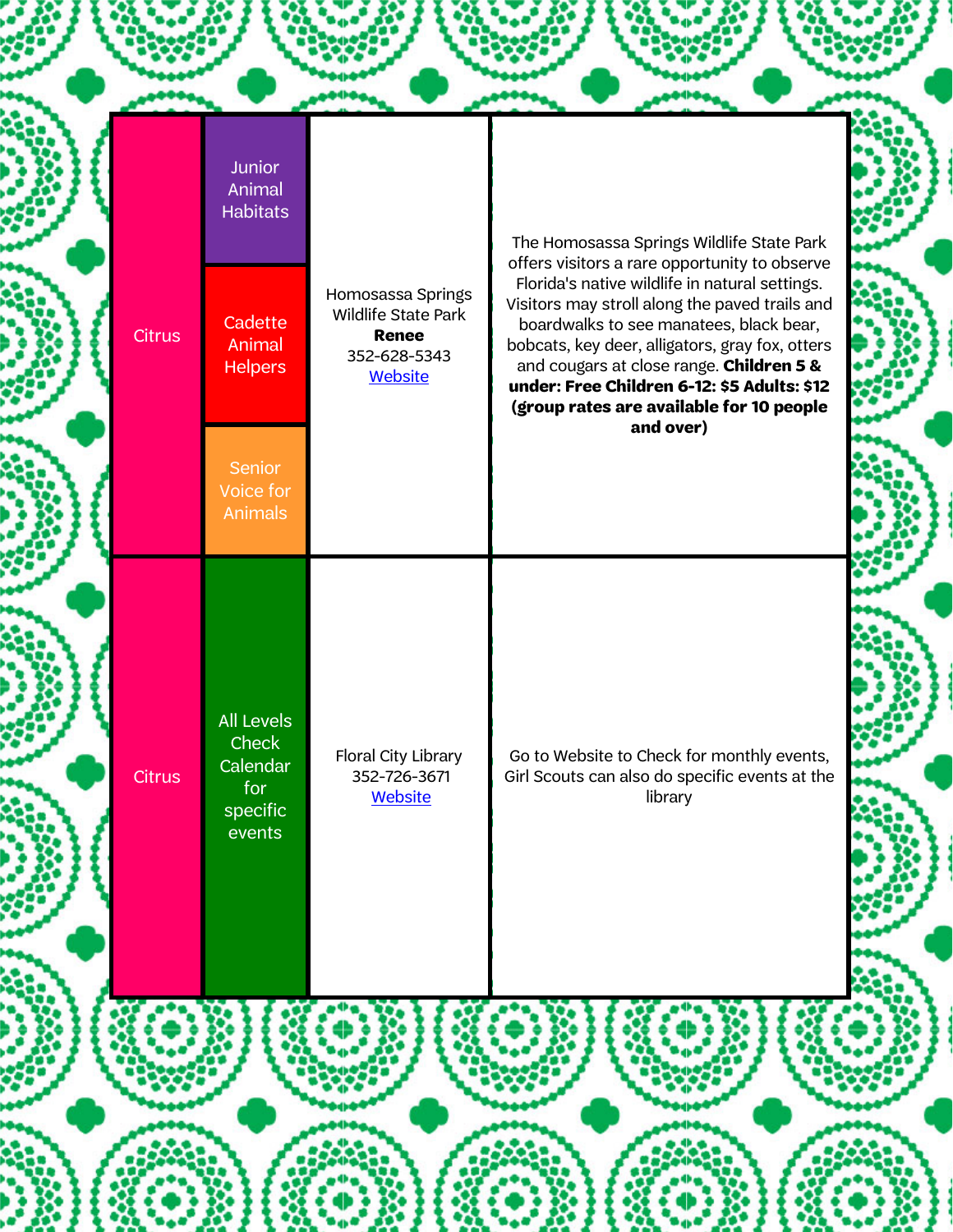| County | Level / Badge | Location / Contact | Description |
| --- | --- | --- | --- |
| Citrus | Junior Animal Habitats<br>Cadette Animal Helpers<br>Senior Voice for Animals | Homosassa Springs Wildlife State Park<br>**Renee**<br>352-628-5343<br>Website | The Homosassa Springs Wildlife State Park offers visitors a rare opportunity to observe Florida's native wildlife in natural settings. Visitors may stroll along the paved trails and boardwalks to see manatees, black bear, bobcats, key deer, alligators, gray fox, otters and cougars at close range. **Children 5 & under: Free Children 6-12: $5 Adults: $12 (group rates are available for 10 people and over)** |
| Citrus | All Levels Check Calendar for specific events | Floral City Library<br>352-726-3671<br>Website | Go to Website to Check for monthly events, Girl Scouts can also do specific events at the library |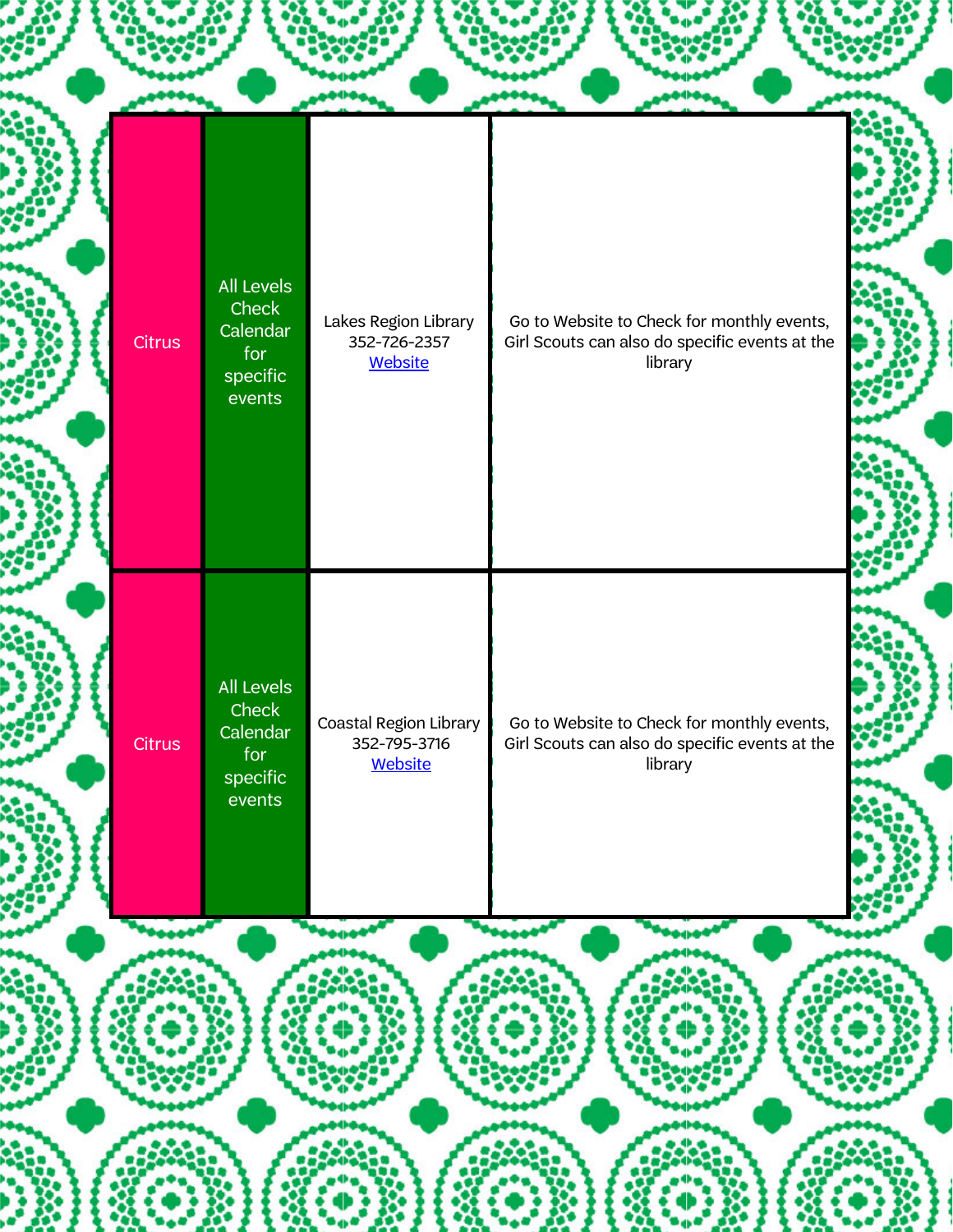| | | | |
|---|---|---|---|
| Citrus | All Levels Check Calendar for specific events | Lakes Region Library 352-726-2357 Website | Go to Website to Check for monthly events, Girl Scouts can also do specific events at the library |
| Citrus | All Levels Check Calendar for specific events | Coastal Region Library 352-795-3716 Website | Go to Website to Check for monthly events, Girl Scouts can also do specific events at the library |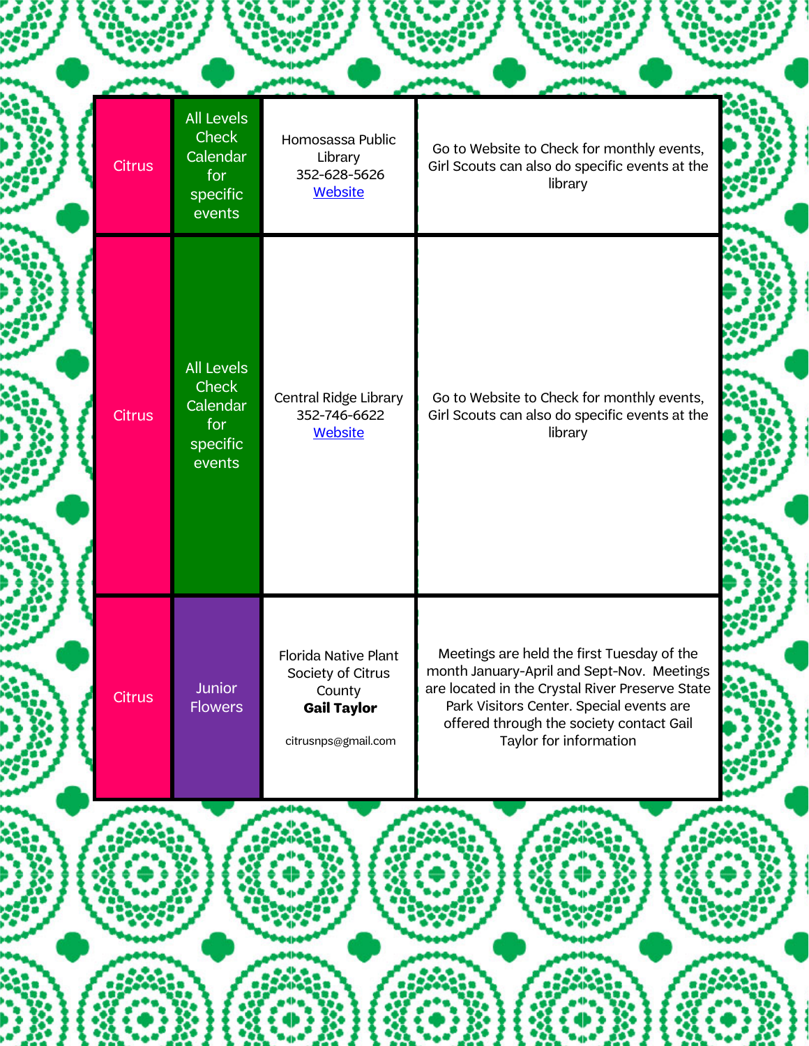| Citrus | All Levels Check Calendar for specific events | Homosassa Public Library 352-628-5626 [Website] | Go to Website to Check for monthly events, Girl Scouts can also do specific events at the library |
|---|---|---|---|
| Citrus | All Levels Check Calendar for specific events | Central Ridge Library 352-746-6622 [Website] | Go to Website to Check for monthly events, Girl Scouts can also do specific events at the library |
| Citrus | Junior Flowers | Florida Native Plant Society of Citrus County **Gail Taylor** citrusnps@gmail.com | Meetings are held the first Tuesday of the month January-April and Sept-Nov. Meetings are located in the Crystal River Preserve State Park Visitors Center. Special events are offered through the society contact Gail Taylor for information |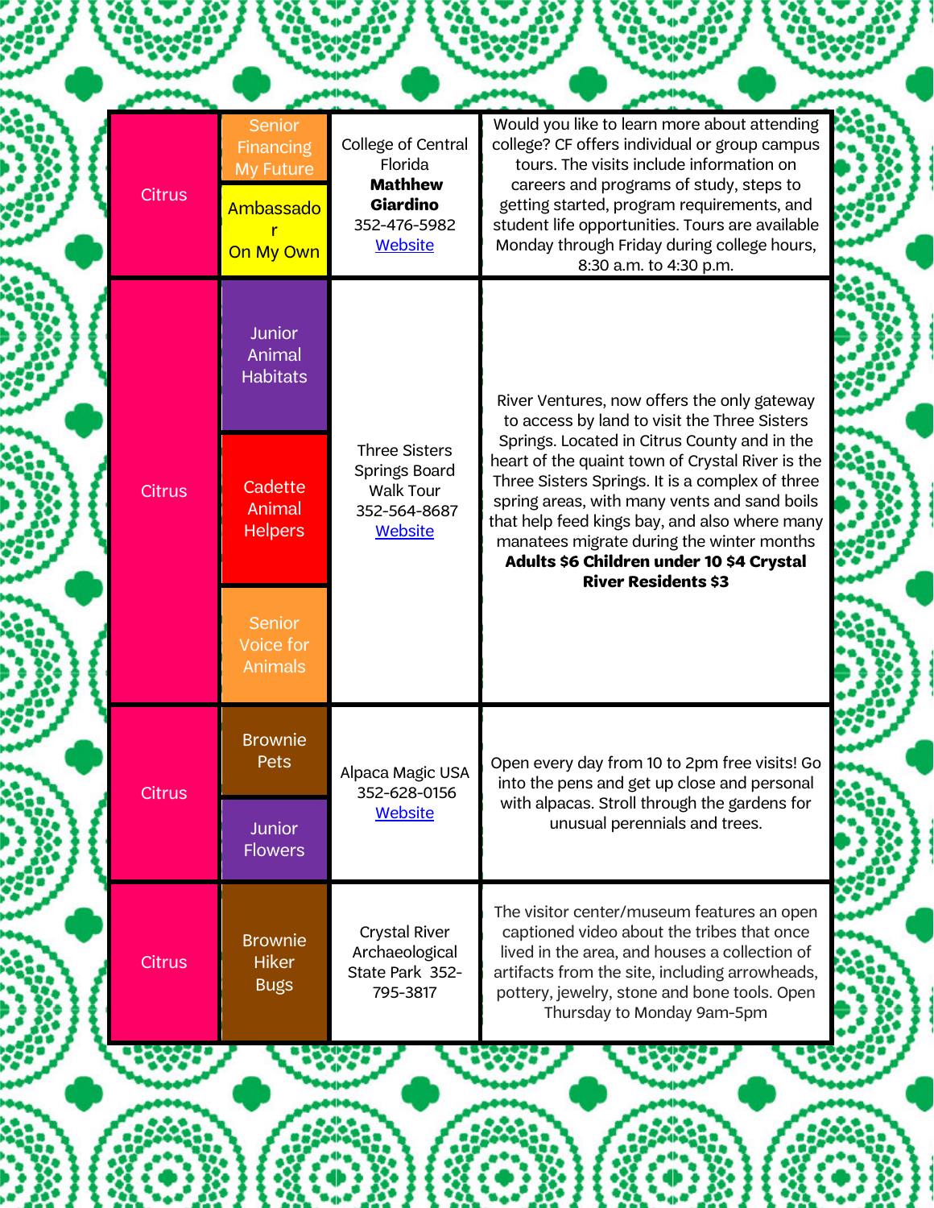| County | Badges | Location | Description |
|---|---|---|---|
| Citrus | Senior Financing My Future<br>Ambassador On My Own | College of Central Florida **Mathhew Giardino** 352-476-5982 [Website] | Would you like to learn more about attending college? CF offers individual or group campus tours. The visits include information on careers and programs of study, steps to getting started, program requirements, and student life opportunities. Tours are available Monday through Friday during college hours, 8:30 a.m. to 4:30 p.m. |
| Citrus | Junior Animal Habitats<br>Cadette Animal Helpers<br>Senior Voice for Animals | Three Sisters Springs Board Walk Tour 352-564-8687 [Website] | River Ventures, now offers the only gateway to access by land to visit the Three Sisters Springs. Located in Citrus County and in the heart of the quaint town of Crystal River is the Three Sisters Springs. It is a complex of three spring areas, with many vents and sand boils that help feed kings bay, and also where many manatees migrate during the winter months **Adults $6 Children under 10 $4 Crystal River Residents $3** |
| Citrus | Brownie Pets<br>Junior Flowers | Alpaca Magic USA 352-628-0156 [Website] | Open every day from 10 to 2pm free visits! Go into the pens and get up close and personal with alpacas. Stroll through the gardens for unusual perennials and trees. |
| Citrus | Brownie Hiker Bugs | Crystal River Archaeological State Park 352-795-3817 | The visitor center/museum features an open captioned video about the tribes that once lived in the area, and houses a collection of artifacts from the site, including arrowheads, pottery, jewelry, stone and bone tools. Open Thursday to Monday 9am-5pm |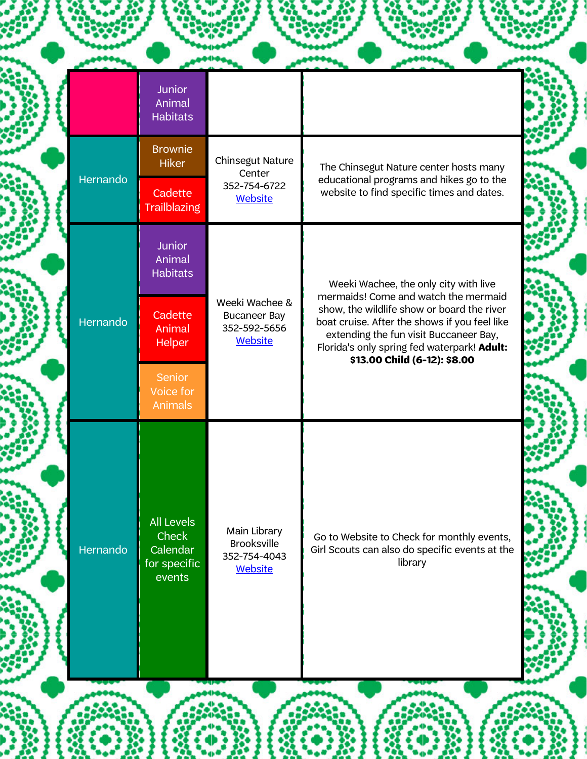| | | | |
|---|---|---|---|
| | Junior Animal Habitats | | |
| Hernando | Brownie Hiker<br>Cadette Trailblazing | Chinsegut Nature Center<br>352-754-6722<br>Website | The Chinsegut Nature center hosts many educational programs and hikes go to the website to find specific times and dates. |
| Hernando | Junior Animal Habitats<br>Cadette Animal Helper<br>Senior Voice for Animals | Weeki Wachee & Bucaneer Bay<br>352-592-5656<br>Website | Weeki Wachee, the only city with live mermaids! Come and watch the mermaid show, the wildlife show or board the river boat cruise. After the shows if you feel like extending the fun visit Buccaneer Bay, Florida's only spring fed waterpark! **Adult: $13.00 Child (6-12): $8.00** |
| Hernando | All Levels Check Calendar for specific events | Main Library Brooksville<br>352-754-4043<br>Website | Go to Website to Check for monthly events, Girl Scouts can also do specific events at the library |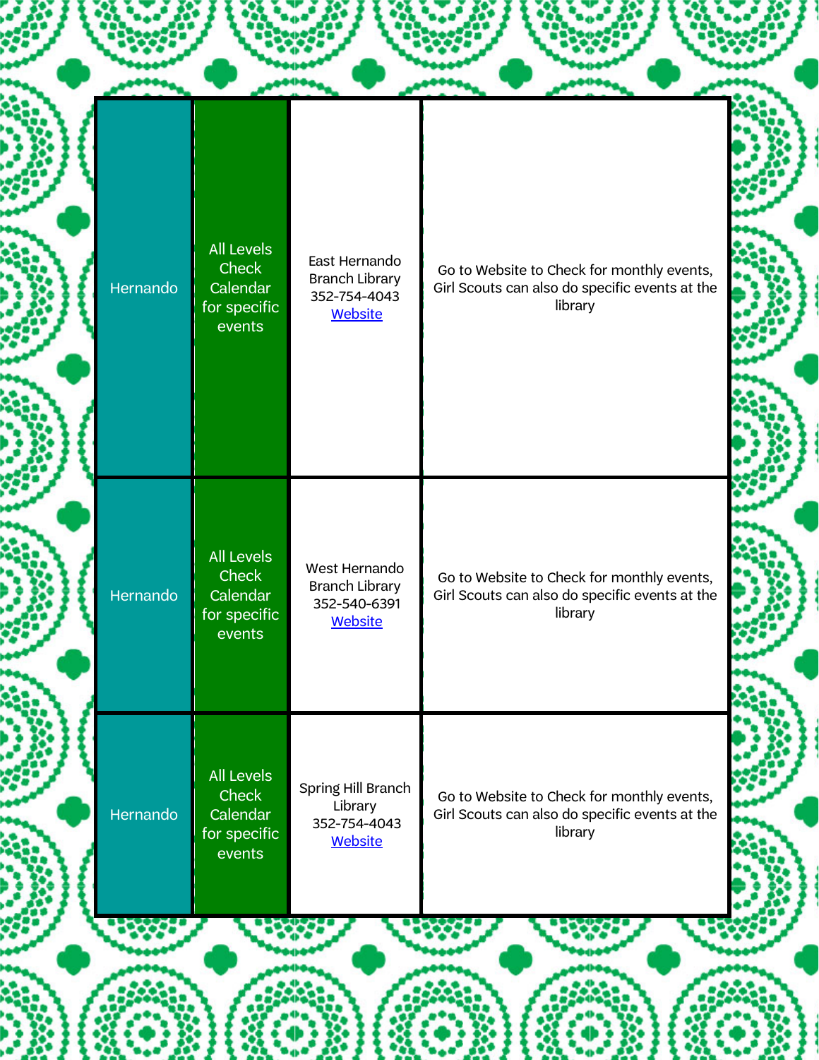| Hernando | All Levels Check Calendar for specific events | East Hernando Branch Library 352-754-4043 Website | Go to Website to Check for monthly events, Girl Scouts can also do specific events at the library |
|---|---|---|---|
| Hernando | All Levels Check Calendar for specific events | West Hernando Branch Library 352-540-6391 Website | Go to Website to Check for monthly events, Girl Scouts can also do specific events at the library |
| Hernando | All Levels Check Calendar for specific events | Spring Hill Branch Library 352-754-4043 Website | Go to Website to Check for monthly events, Girl Scouts can also do specific events at the library |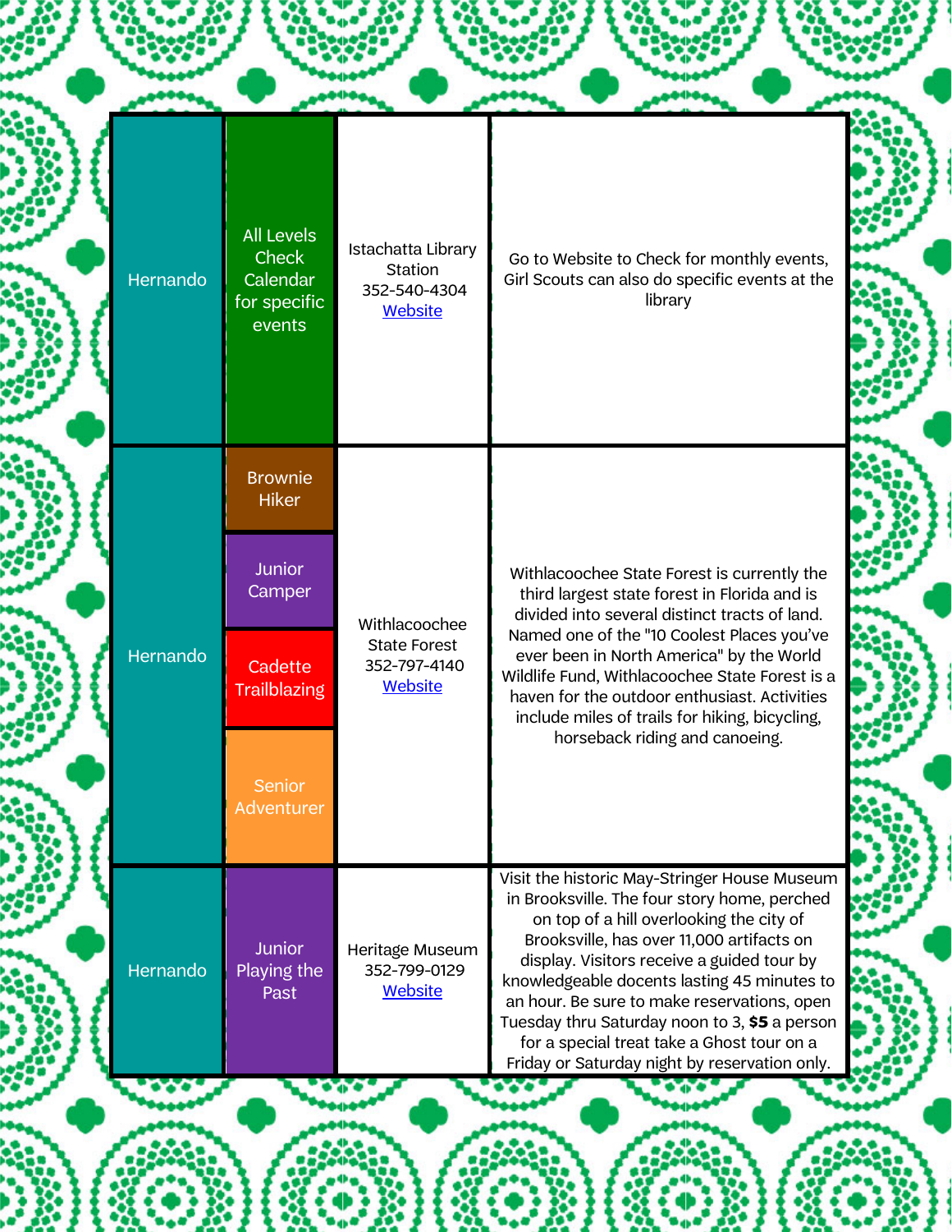| | | | |
|---|---|---|---|
| Hernando | All Levels Check Calendar for specific events | Istachatta Library Station<br>352-540-4304<br>Website | Go to Website to Check for monthly events, Girl Scouts can also do specific events at the library |
| Hernando | Brownie Hiker<br>Junior Camper<br>Cadette Trailblazing<br>Senior Adventurer | Withlacoochee State Forest<br>352-797-4140<br>Website | Withlacoochee State Forest is currently the third largest state forest in Florida and is divided into several distinct tracts of land. Named one of the "10 Coolest Places you've ever been in North America" by the World Wildlife Fund, Withlacoochee State Forest is a haven for the outdoor enthusiast. Activities include miles of trails for hiking, bicycling, horseback riding and canoeing. |
| Hernando | Junior Playing the Past | Heritage Museum<br>352-799-0129<br>Website | Visit the historic May-Stringer House Museum in Brooksville. The four story home, perched on top of a hill overlooking the city of Brooksville, has over 11,000 artifacts on display. Visitors receive a guided tour by knowledgeable docents lasting 45 minutes to an hour. Be sure to make reservations, open Tuesday thru Saturday noon to 3, **$5** a person for a special treat take a Ghost tour on a Friday or Saturday night by reservation only. |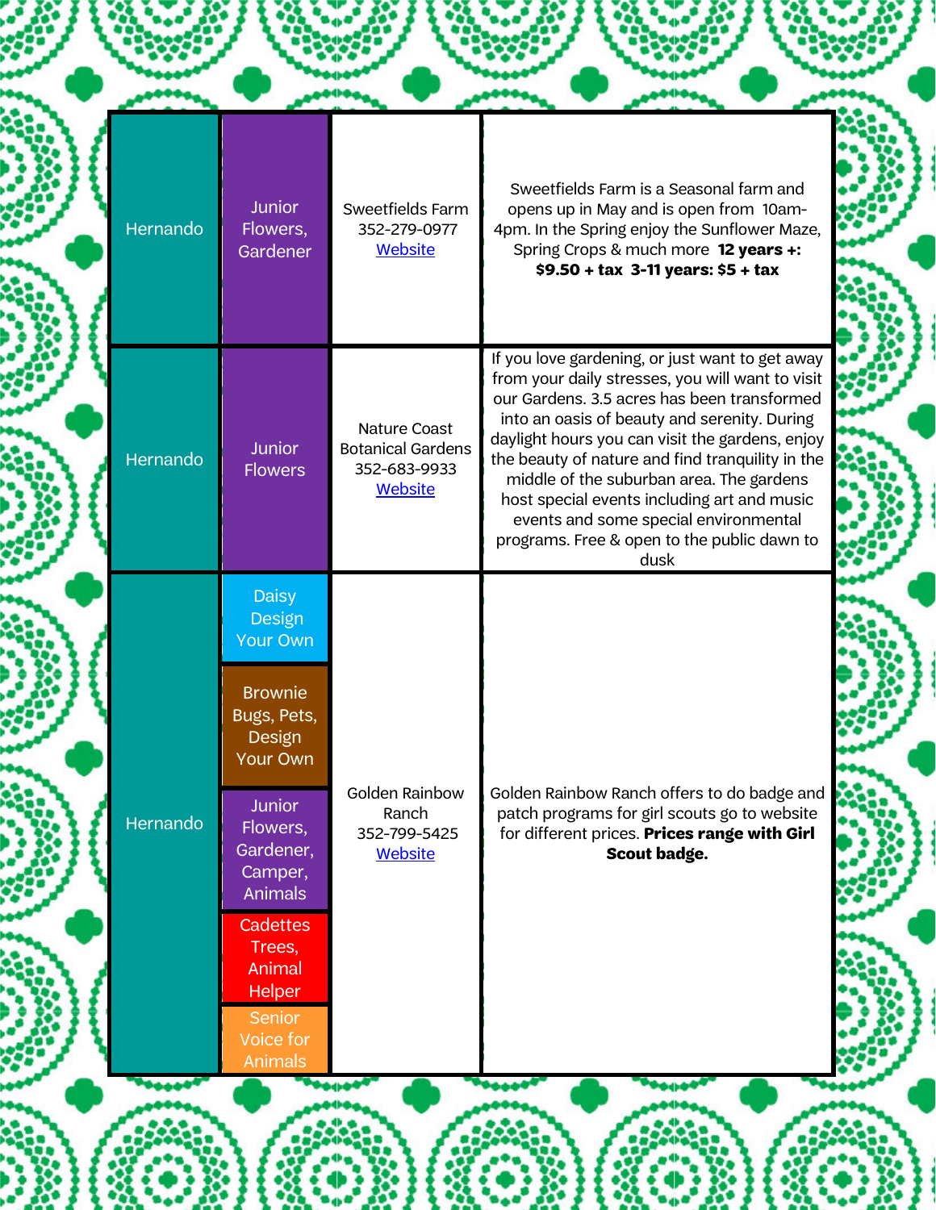| County | Badges | Location | Description |
|---|---|---|---|
| Hernando | Junior Flowers, Gardener | Sweetfields Farm 352-279-0977 [Website] | Sweetfields Farm is a Seasonal farm and opens up in May and is open from 10am-4pm. In the Spring enjoy the Sunflower Maze, Spring Crops & much more **12 years +: $9.50 + tax 3-11 years: $5 + tax** |
| Hernando | Junior Flowers | Nature Coast Botanical Gardens 352-683-9933 [Website] | If you love gardening, or just want to get away from your daily stresses, you will want to visit our Gardens. 3.5 acres has been transformed into an oasis of beauty and serenity. During daylight hours you can visit the gardens, enjoy the beauty of nature and find tranquility in the middle of the suburban area. The gardens host special events including art and music events and some special environmental programs. Free & open to the public dawn to dusk |
| Hernando | Daisy Design Your Own<br>Brownie Bugs, Pets, Design Your Own<br>Junior Flowers, Gardener, Camper, Animals<br>Cadettes Trees, Animal Helper<br>Senior Voice for Animals | Golden Rainbow Ranch 352-799-5425 [Website] | Golden Rainbow Ranch offers to do badge and patch programs for girl scouts go to website for different prices. **Prices range with Girl Scout badge.** |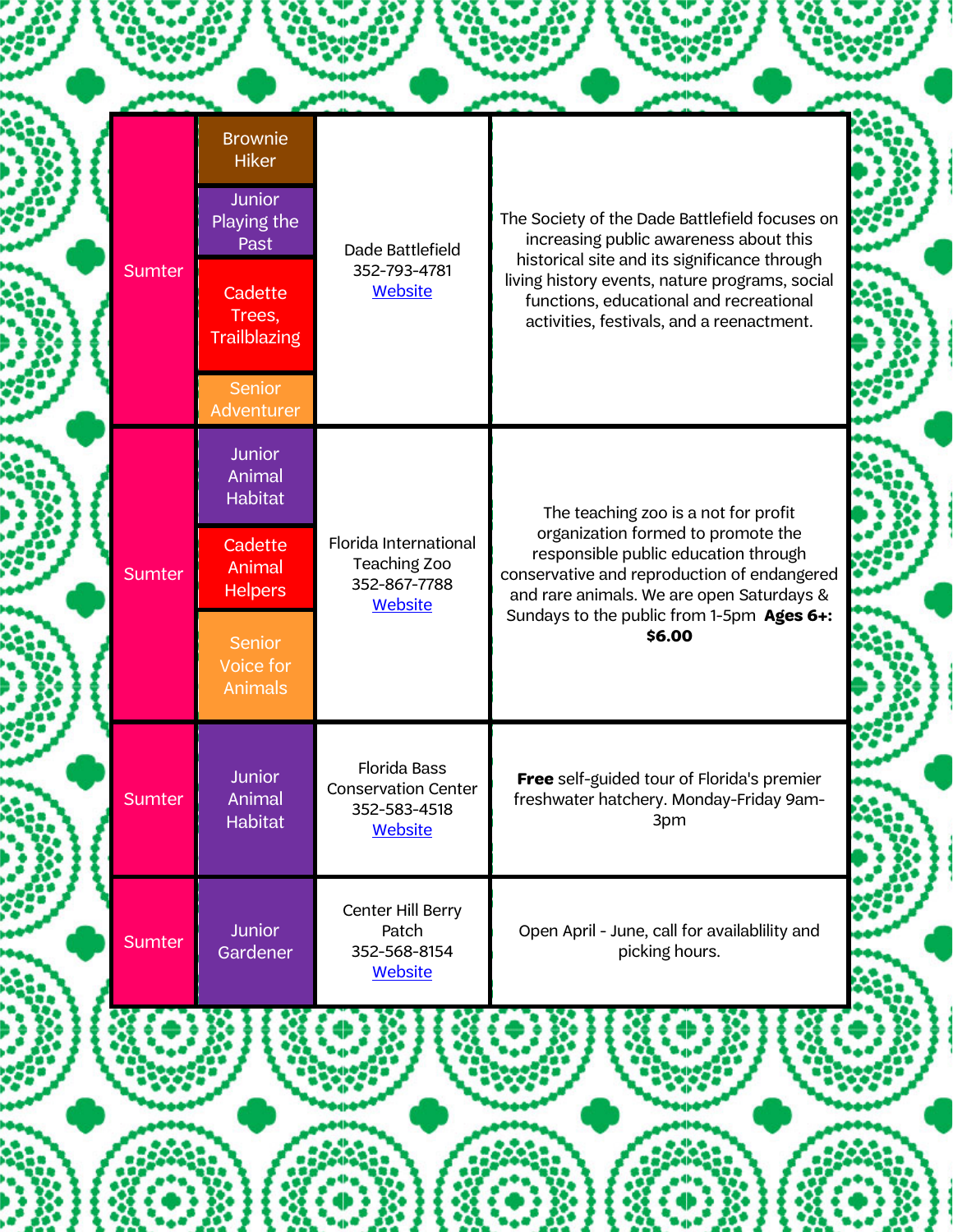| | | | |
|---|---|---|---|
| Sumter | Brownie Hiker<br>Junior Playing the Past<br>Cadette Trees, Trailblazing<br>Senior Adventurer | Dade Battlefield<br>352-793-4781<br>Website | The Society of the Dade Battlefield focuses on increasing public awareness about this historical site and its significance through living history events, nature programs, social functions, educational and recreational activities, festivals, and a reenactment. |
| Sumter | Junior Animal Habitat<br>Cadette Animal Helpers<br>Senior Voice for Animals | Florida International Teaching Zoo<br>352-867-7788<br>Website | The teaching zoo is a not for profit organization formed to promote the responsible public education through conservative and reproduction of endangered and rare animals. We are open Saturdays & Sundays to the public from 1-5pm **Ages 6+: $6.00** |
| Sumter | Junior Animal Habitat | Florida Bass Conservation Center<br>352-583-4518<br>Website | **Free** self-guided tour of Florida's premier freshwater hatchery. Monday-Friday 9am-3pm |
| Sumter | Junior Gardener | Center Hill Berry Patch<br>352-568-8154<br>Website | Open April - June, call for availablility and picking hours. |